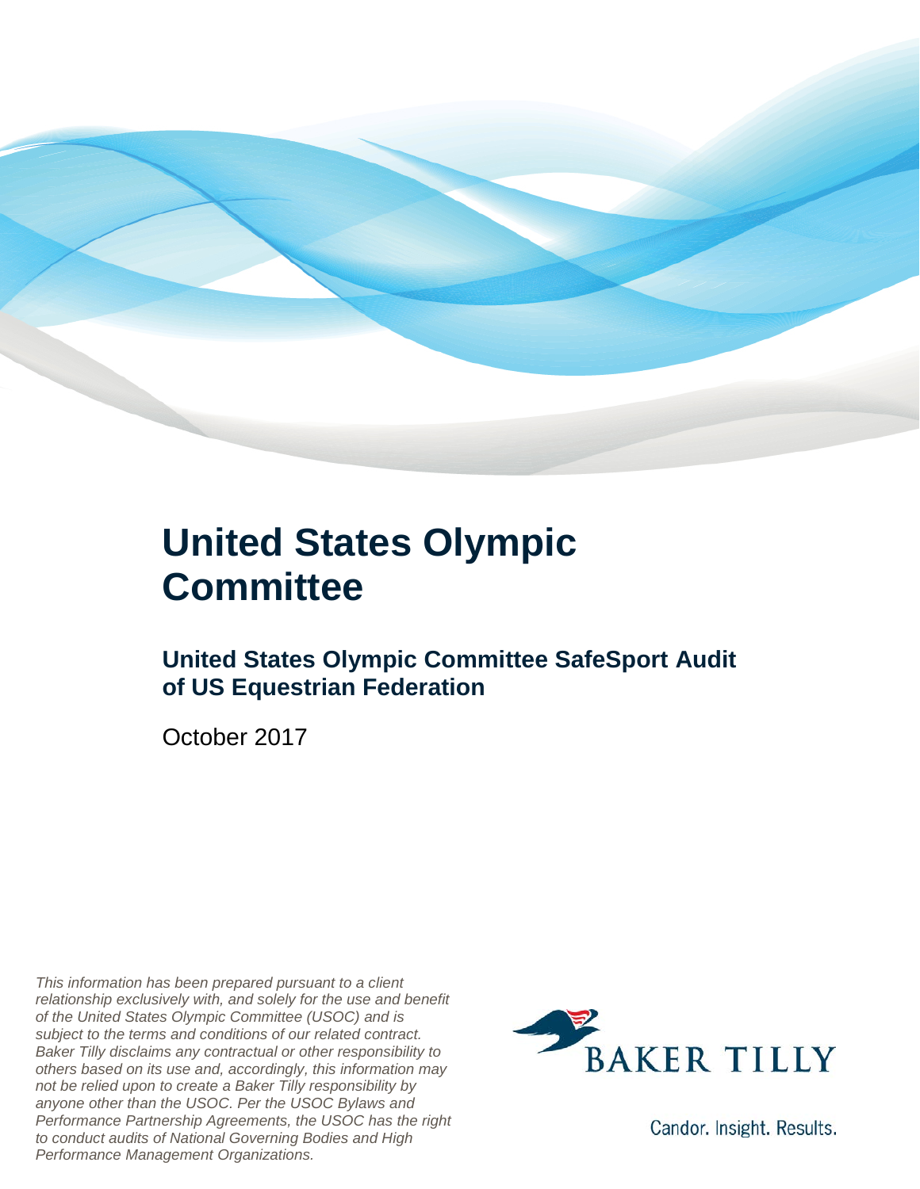# United States Olympic Committee

## United States Olympic Committee SafeSport Audit of US Equestrian Federation

October 2017

*This information has been prepared pursuant to a client relationship exclusively with, and solely for the use and benefit of the United States Olympic Committee (USOC) and is subject to the terms and conditions of our related contract. Baker Tilly disclaims any contractual or other responsibility to others based on its use and, accordingly, this information may not be relied upon to create a Baker Tilly responsibility by anyone other than the USOC. Per the USOC Bylaws and Performance Partnership Agreements, the USOC has the right to conduct audits of National Governing Bodies and High Performance Management Organizations.*

BAKER TILLY

Candor. Insight. Results.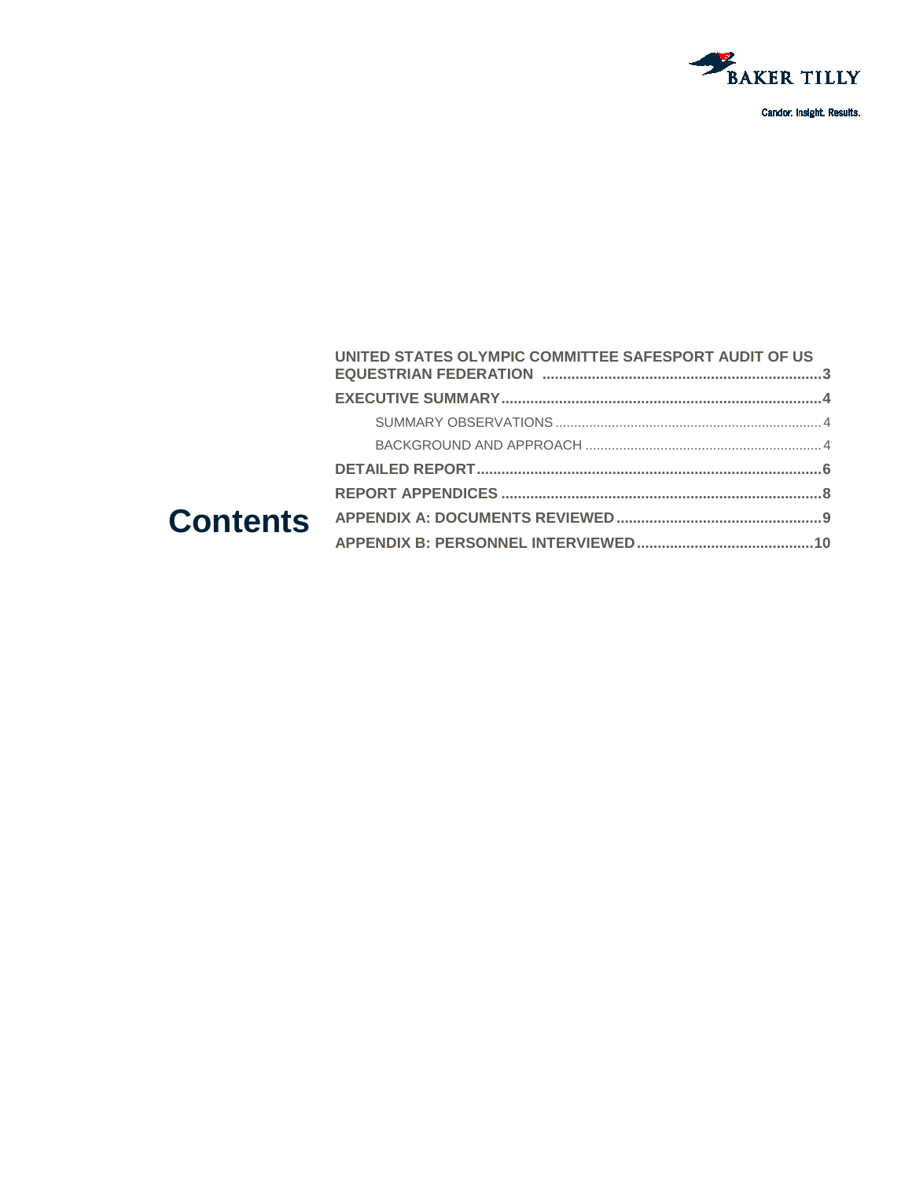Candor. Insight. Results.

# Contents

- **UNITED STATES OLYMPIC COMMITTEE SAFESPORT AUDIT OF US EQUESTRIAN FEDERATION ........ 3**
- **EXECUTIVE SUMMARY ........ 4**
  - SUMMARY OBSERVATIONS ........ 4
  - BACKGROUND AND APPROACH ........ 4
- **DETAILED REPORT ........ 6**
- **REPORT APPENDICES ........ 8**
- **APPENDIX A: DOCUMENTS REVIEWED ........ 9**
- **APPENDIX B: PERSONNEL INTERVIEWED ........ 10**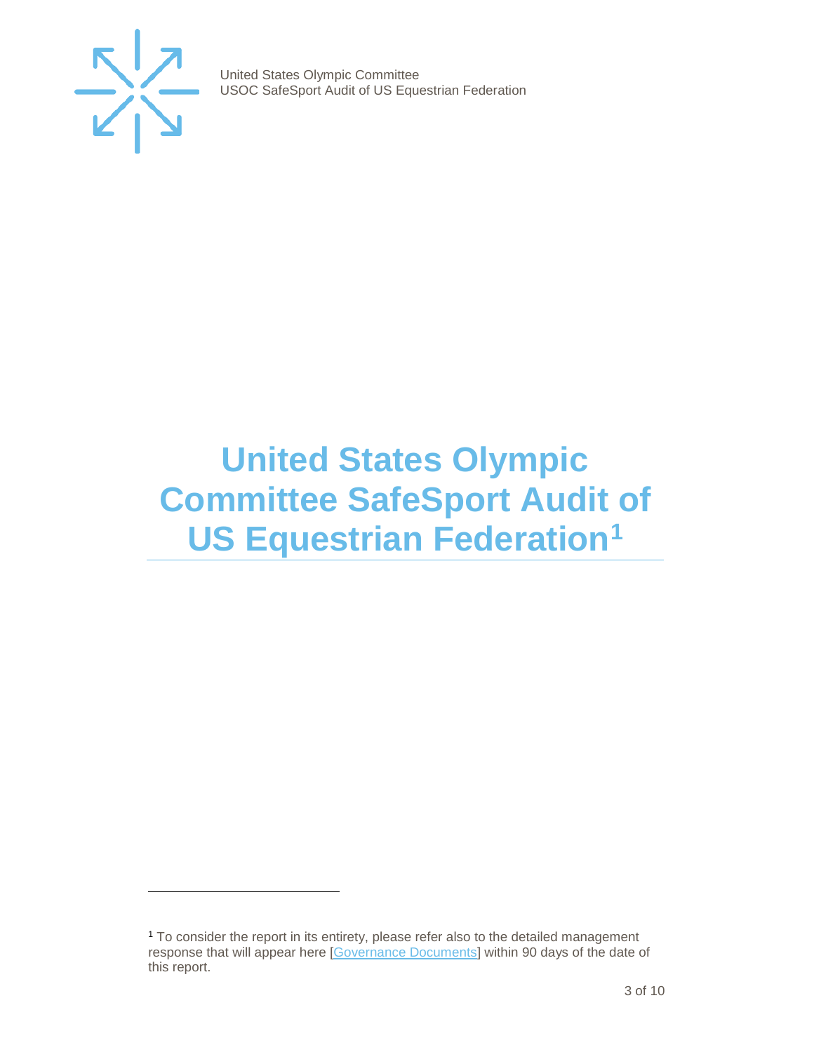# United States Olympic Committee SafeSport Audit of US Equestrian Federation[1]

[1] To consider the report in its entirety, please refer also to the detailed management response that will appear here [Governance Documents] within 90 days of the date of this report.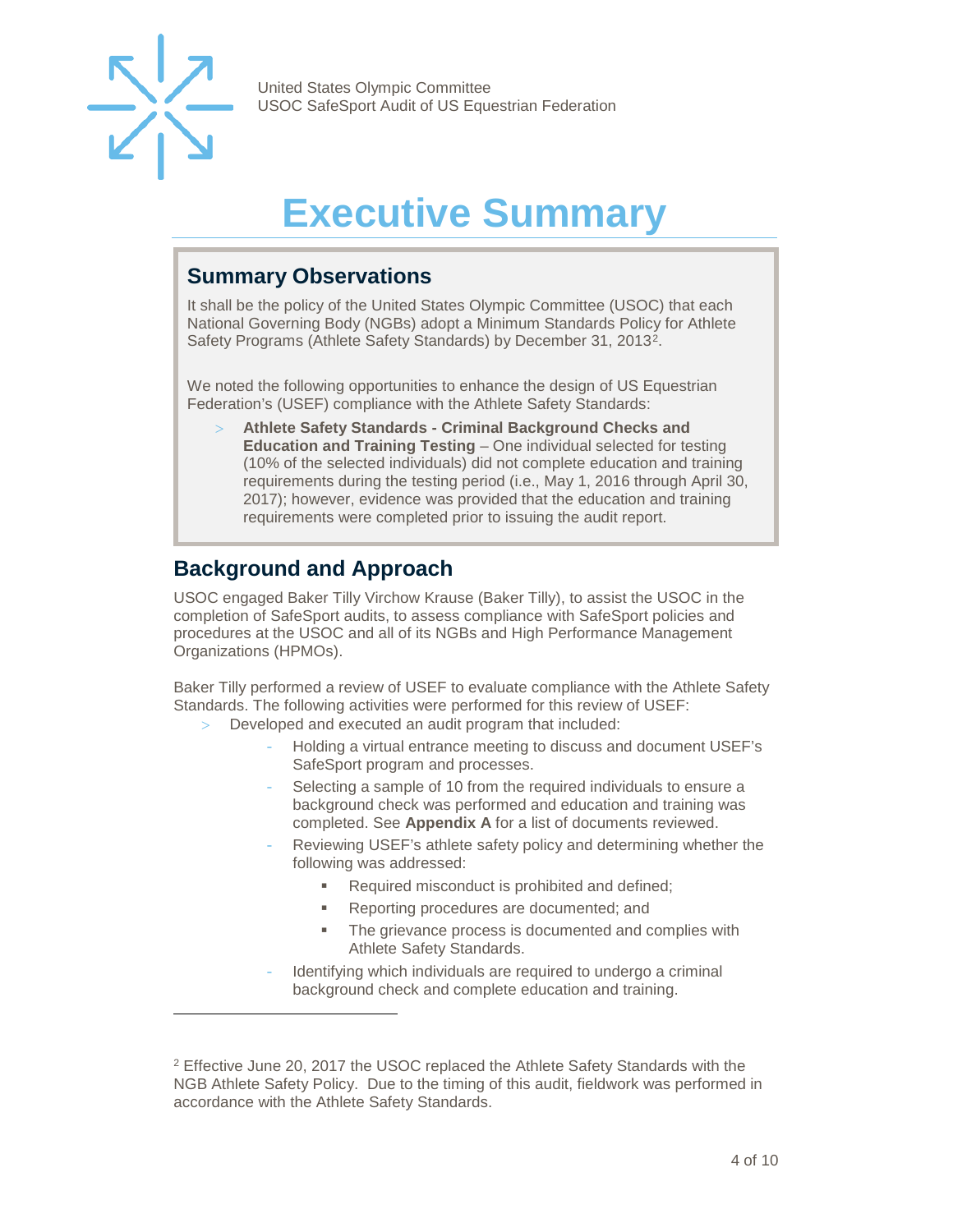# Executive Summary

## Summary Observations

It shall be the policy of the United States Olympic Committee (USOC) that each National Governing Body (NGBs) adopt a Minimum Standards Policy for Athlete Safety Programs (Athlete Safety Standards) by December 31, 2013[2].

We noted the following opportunities to enhance the design of US Equestrian Federation's (USEF) compliance with the Athlete Safety Standards:

- **Athlete Safety Standards - Criminal Background Checks and Education and Training Testing** – One individual selected for testing (10% of the selected individuals) did not complete education and training requirements during the testing period (i.e., May 1, 2016 through April 30, 2017); however, evidence was provided that the education and training requirements were completed prior to issuing the audit report.

## Background and Approach

USOC engaged Baker Tilly Virchow Krause (Baker Tilly), to assist the USOC in the completion of SafeSport audits, to assess compliance with SafeSport policies and procedures at the USOC and all of its NGBs and High Performance Management Organizations (HPMOs).

Baker Tilly performed a review of USEF to evaluate compliance with the Athlete Safety Standards. The following activities were performed for this review of USEF:

- Developed and executed an audit program that included:
  - Holding a virtual entrance meeting to discuss and document USEF's SafeSport program and processes.
  - Selecting a sample of 10 from the required individuals to ensure a background check was performed and education and training was completed. See **Appendix A** for a list of documents reviewed.
  - Reviewing USEF's athlete safety policy and determining whether the following was addressed:
    - Required misconduct is prohibited and defined;
    - Reporting procedures are documented; and
    - The grievance process is documented and complies with Athlete Safety Standards.
  - Identifying which individuals are required to undergo a criminal background check and complete education and training.

---

[2] Effective June 20, 2017 the USOC replaced the Athlete Safety Standards with the NGB Athlete Safety Policy. Due to the timing of this audit, fieldwork was performed in accordance with the Athlete Safety Standards.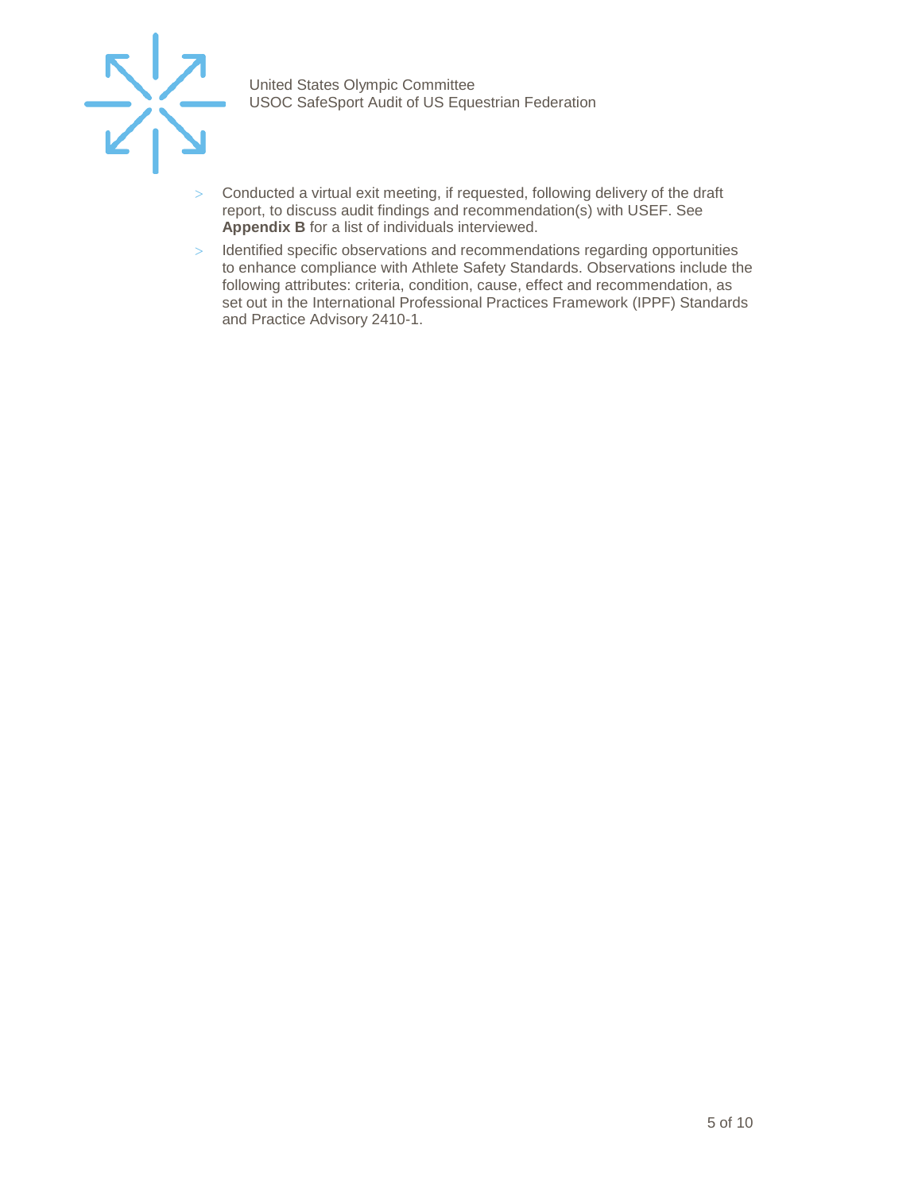- Conducted a virtual exit meeting, if requested, following delivery of the draft report, to discuss audit findings and recommendation(s) with USEF. See **Appendix B** for a list of individuals interviewed.
- Identified specific observations and recommendations regarding opportunities to enhance compliance with Athlete Safety Standards. Observations include the following attributes: criteria, condition, cause, effect and recommendation, as set out in the International Professional Practices Framework (IPPF) Standards and Practice Advisory 2410-1.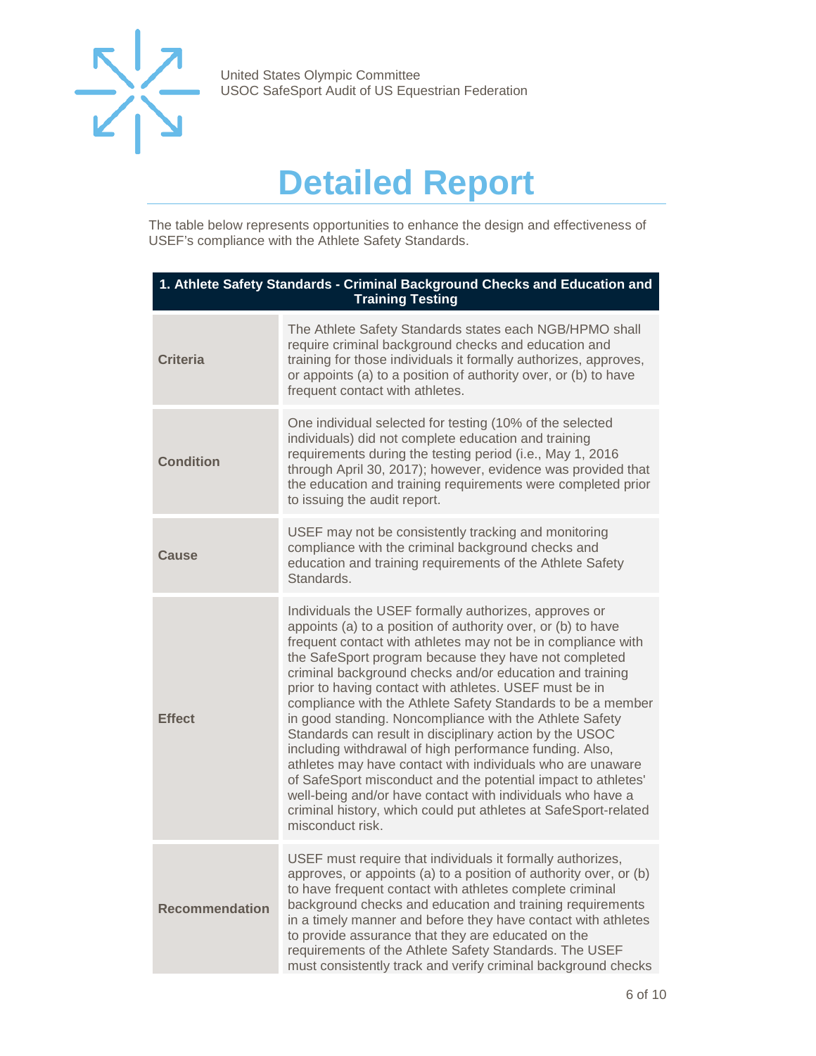# Detailed Report

The table below represents opportunities to enhance the design and effectiveness of USEF's compliance with the Athlete Safety Standards.

| 1. Athlete Safety Standards - Criminal Background Checks and Education and Training Testing | |
|---|---|
| **Criteria** | The Athlete Safety Standards states each NGB/HPMO shall require criminal background checks and education and training for those individuals it formally authorizes, approves, or appoints (a) to a position of authority over, or (b) to have frequent contact with athletes. |
| **Condition** | One individual selected for testing (10% of the selected individuals) did not complete education and training requirements during the testing period (i.e., May 1, 2016 through April 30, 2017); however, evidence was provided that the education and training requirements were completed prior to issuing the audit report. |
| **Cause** | USEF may not be consistently tracking and monitoring compliance with the criminal background checks and education and training requirements of the Athlete Safety Standards. |
| **Effect** | Individuals the USEF formally authorizes, approves or appoints (a) to a position of authority over, or (b) to have frequent contact with athletes may not be in compliance with the SafeSport program because they have not completed criminal background checks and/or education and training prior to having contact with athletes. USEF must be in compliance with the Athlete Safety Standards to be a member in good standing. Noncompliance with the Athlete Safety Standards can result in disciplinary action by the USOC including withdrawal of high performance funding. Also, athletes may have contact with individuals who are unaware of SafeSport misconduct and the potential impact to athletes' well-being and/or have contact with individuals who have a criminal history, which could put athletes at SafeSport-related misconduct risk. |
| **Recommendation** | USEF must require that individuals it formally authorizes, approves, or appoints (a) to a position of authority over, or (b) to have frequent contact with athletes complete criminal background checks and education and training requirements in a timely manner and before they have contact with athletes to provide assurance that they are educated on the requirements of the Athlete Safety Standards. The USEF must consistently track and verify criminal background checks |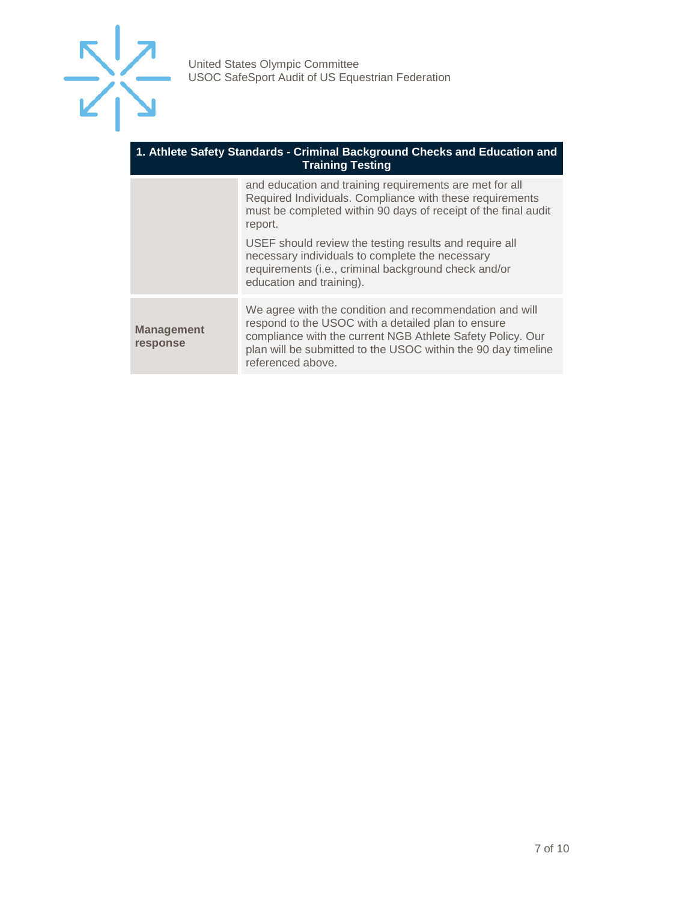| 1. Athlete Safety Standards - Criminal Background Checks and Education and Training Testing | |
|---|---|
| | and education and training requirements are met for all Required Individuals. Compliance with these requirements must be completed within 90 days of receipt of the final audit report.<br><br>USEF should review the testing results and require all necessary individuals to complete the necessary requirements (i.e., criminal background check and/or education and training). |
| **Management response** | We agree with the condition and recommendation and will respond to the USOC with a detailed plan to ensure compliance with the current NGB Athlete Safety Policy. Our plan will be submitted to the USOC within the 90 day timeline referenced above. |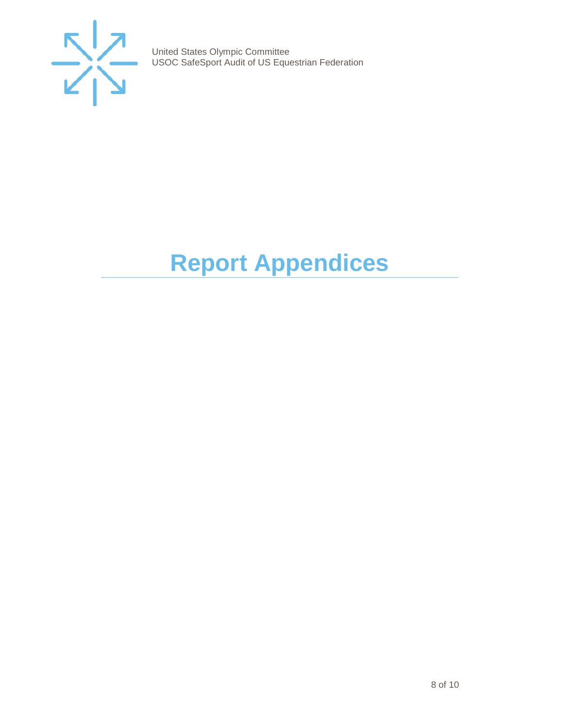# Report Appendices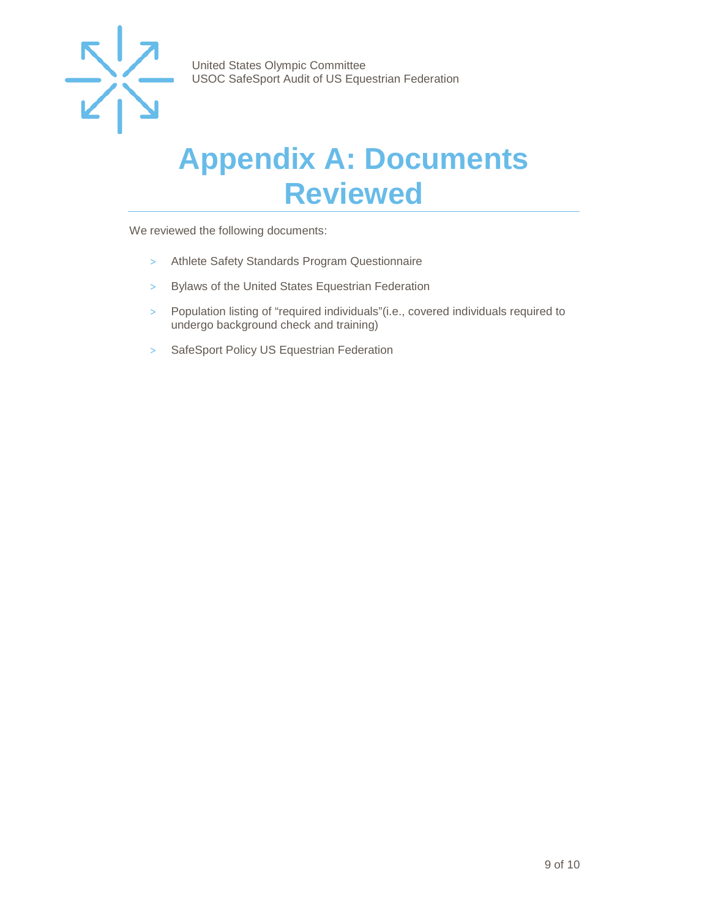# Appendix A: Documents Reviewed

We reviewed the following documents:

- Athlete Safety Standards Program Questionnaire
- Bylaws of the United States Equestrian Federation
- Population listing of "required individuals"(i.e., covered individuals required to undergo background check and training)
- SafeSport Policy US Equestrian Federation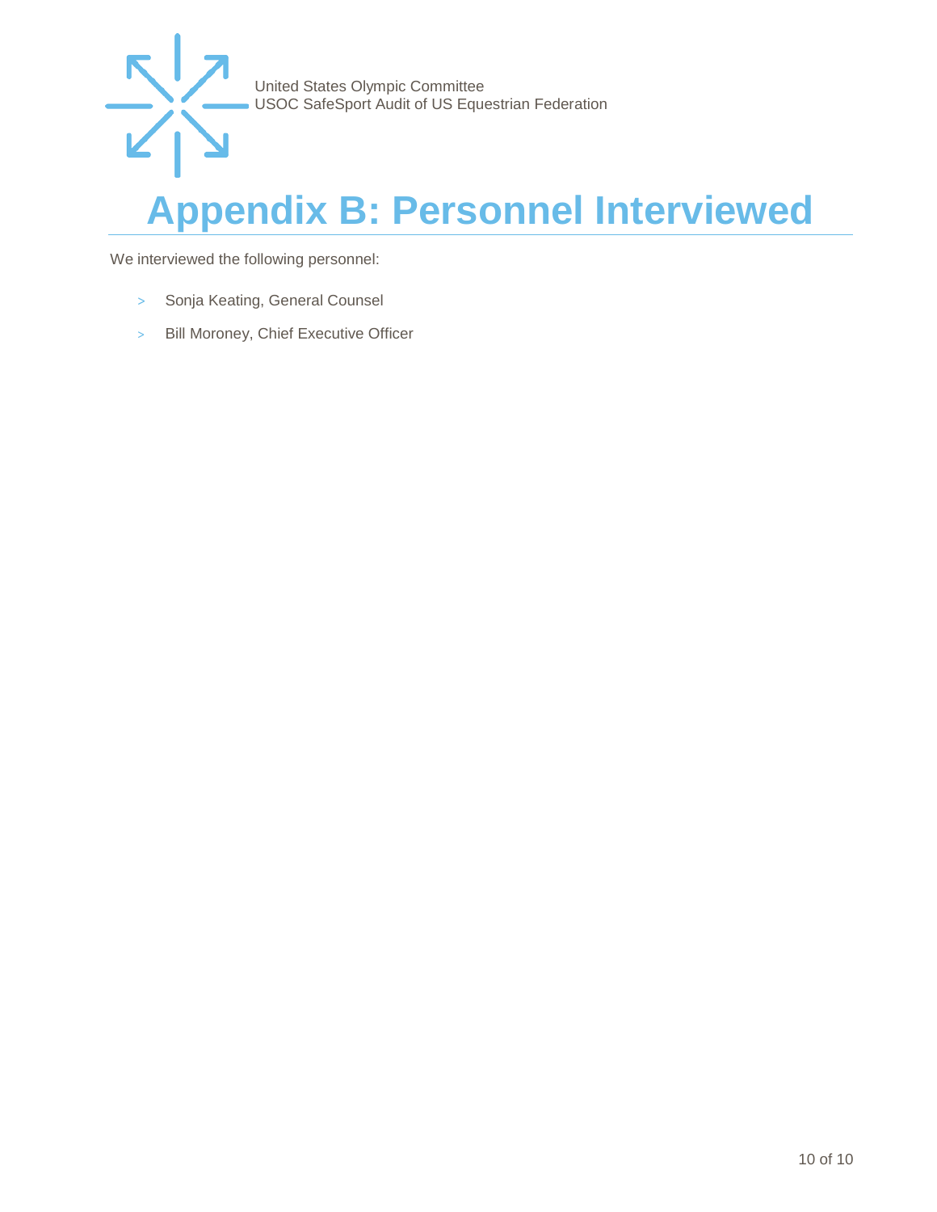# Appendix B: Personnel Interviewed

We interviewed the following personnel:

- Sonja Keating, General Counsel
- Bill Moroney, Chief Executive Officer